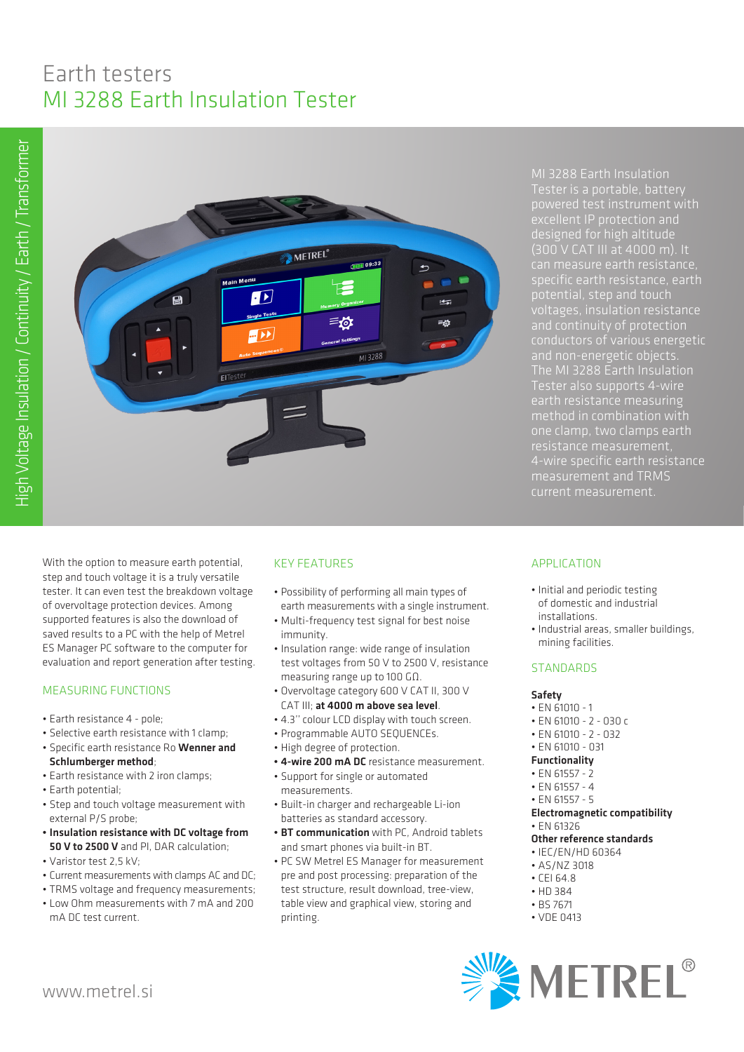# Earth testers

## MI 3288 Earth Insulation Tester

High Voltage Insulation / Continuity / Earth / Transformer

MI 3288 Earth Insulation Tester is a portable, battery powered test instrument with excellent IP protection and designed for high altitude (300 V CAT III at 4000 m). It can measure earth resistance, specific earth resistance, earth potential, step and touch voltages, insulation resistance and continuity of protection conductors of various energetic and non-energetic objects. The MI 3288 Earth Insulation Tester also supports 4-wire earth resistance measuring method in combination with one clamp, two clamps earth resistance measurement, 4-wire specific earth resistance measurement and TRMS current measurement.

With the option to measure earth potential, step and touch voltage it is a truly versatile tester. It can even test the breakdown voltage of overvoltage protection devices. Among supported features is also the download of saved results to a PC with the help of Metrel ES Manager PC software to the computer for evaluation and report generation after testing.

### MEASURING FUNCTIONS

- Earth resistance 4 - pole;
- Selective earth resistance with 1 clamp;
- Specific earth resistance Ro **Wenner and Schlumberger method**;
- Earth resistance with 2 iron clamps;
- Earth potential;
- Step and touch voltage measurement with external P/S probe;
- **Insulation resistance with DC voltage from 50 V to 2500 V** and PI, DAR calculation;
- Varistor test 2,5 kV;
- Current measurements with clamps AC and DC;
- TRMS voltage and frequency measurements;
- Low Ohm measurements with 7 mA and 200 mA DC test current.

### KEY FEATURES

- Possibility of performing all main types of earth measurements with a single instrument.
- Multi-frequency test signal for best noise immunity.
- Insulation range: wide range of insulation test voltages from 50 V to 2500 V, resistance measuring range up to 100 GΩ.
- Overvoltage category 600 V CAT II, 300 V CAT III; **at 4000 m above sea level**.
- 4.3'' colour LCD display with touch screen.
- Programmable AUTO SEQUENCEs.
- High degree of protection.
- **4-wire 200 mA DC** resistance measurement.
- Support for single or automated measurements.
- Built-in charger and rechargeable Li-ion batteries as standard accessory.
- **BT communication** with PC, Android tablets and smart phones via built-in BT.
- PC SW Metrel ES Manager for measurement pre and post processing: preparation of the test structure, result download, tree-view, table view and graphical view, storing and printing.

### APPLICATION

- Initial and periodic testing of domestic and industrial installations.
- Industrial areas, smaller buildings, mining facilities.

### STANDARDS

**Safety**
- EN 61010 - 1
- EN 61010 - 2 - 030 c
- EN 61010 - 2 - 032
- EN 61010 - 031

**Functionality**
- EN 61557 - 2
- EN 61557 - 4
- EN 61557 - 5

**Electromagnetic compatibility**
- EN 61326

**Other reference standards**
- IEC/EN/HD 60364
- AS/NZ 3018
- CEI 64.8
- HD 384
- BS 7671
- VDE 0413

www.metrel.si

METREL®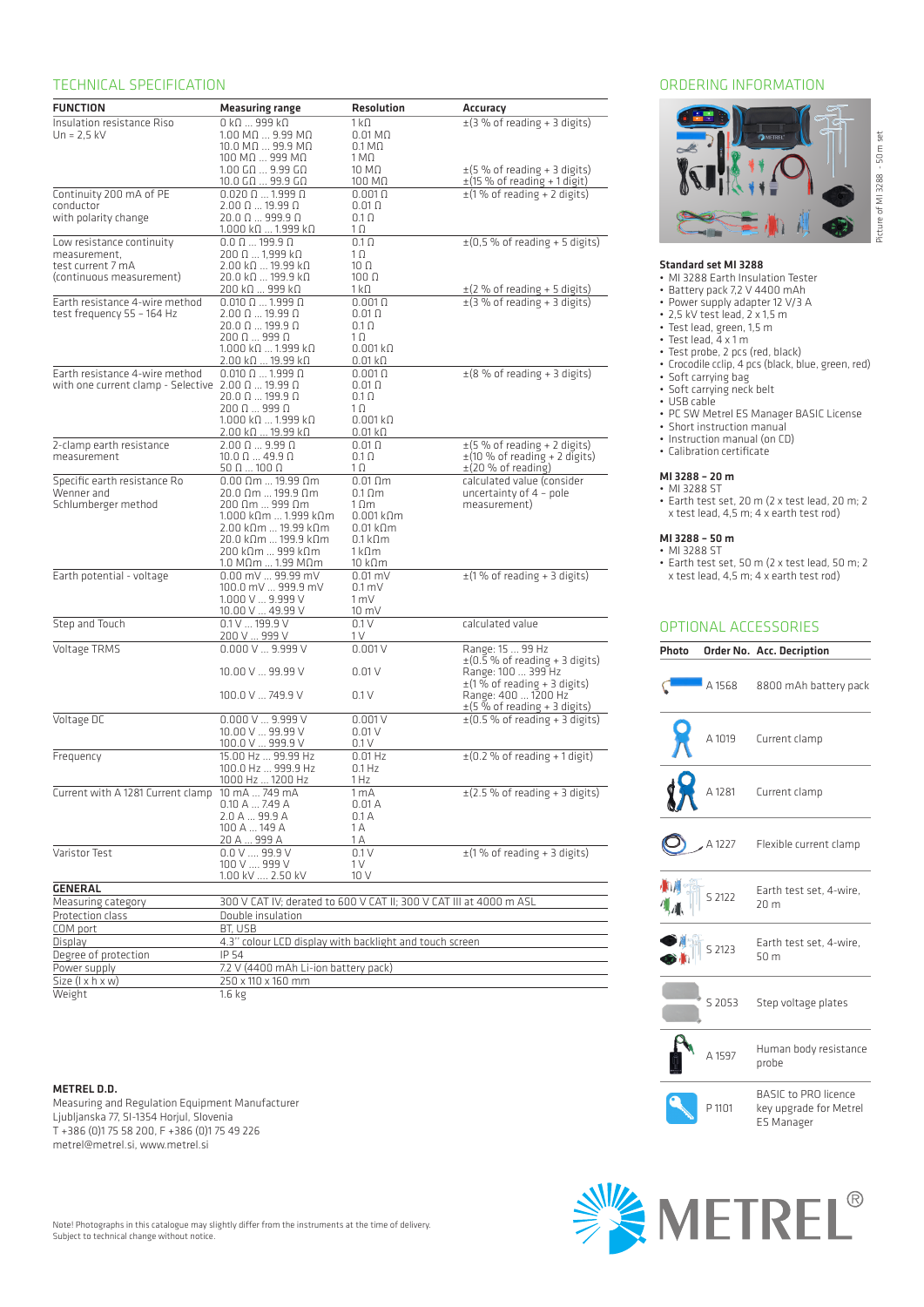## TECHNICAL SPECIFICATION

| FUNCTION | Measuring range | Resolution | Accuracy |
|---|---|---|---|
| Insulation resistance Riso Un = 2,5 kV | 0 kΩ ... 999 kΩ | 1 kΩ | ±(3 % of reading + 3 digits) |
| | 1.00 MΩ ... 9.99 MΩ | 0.01 MΩ | |
| | 10.0 MΩ ... 99.9 MΩ | 0.1 MΩ | |
| | 100 MΩ ... 999 MΩ | 1 MΩ | |
| | 1.00 GΩ ... 9.99 GΩ | 10 MΩ | ±(5 % of reading + 3 digits) |
| | 10.0 GΩ ... 99.9 GΩ | 100 MΩ | ±(15 % of reading + 1 digit) |
| Continuity 200 mA of PE conductor with polarity change | 0.020 Ω ... 1.999 Ω | 0.001 Ω | ±(1 % of reading + 2 digits) |
| | 2.00 Ω ... 19.99 Ω | 0.01 Ω | |
| | 20.0 Ω ... 999.9 Ω | 0.1 Ω | |
| | 1.000 kΩ ... 1.999 kΩ | 1 Ω | |
| Low resistance continuity measurement, test current 7 mA (continuous measurement) | 0.0 Ω ... 199.9 Ω | 0.1 Ω | ±(0,5 % of reading + 5 digits) |
| | 200 Ω ... 1,999 kΩ | 1 Ω | |
| | 2.00 kΩ ... 19.99 kΩ | 10 Ω | |
| | 20.0 kΩ ... 199.9 kΩ | 100 Ω | |
| | 200 kΩ ... 999 kΩ | 1 kΩ | ±(2 % of reading + 5 digits) |
| Earth resistance 4-wire method test frequency 55 - 164 Hz | 0.010 Ω ... 1.999 Ω | 0.001 Ω | ±(3 % of reading + 3 digits) |
| | 2.00 Ω ... 19.99 Ω | 0.01 Ω | |
| | 20.0 Ω ... 199.9 Ω | 0.1 Ω | |
| | 200 Ω ... 999 Ω | 1 Ω | |
| | 1.000 kΩ ... 1.999 kΩ | 0.001 kΩ | |
| | 2.00 kΩ ... 19.99 kΩ | 0.01 kΩ | |
| Earth resistance 4-wire method with one current clamp - Selective | 0.010 Ω ... 1.999 Ω | 0.001 Ω | ±(8 % of reading + 3 digits) |
| | 2.00 Ω ... 19.99 Ω | 0.01 Ω | |
| | 20.0 Ω ... 199.9 Ω | 0.1 Ω | |
| | 200 Ω ... 999 Ω | 1 Ω | |
| | 1.000 kΩ ... 1.999 kΩ | 0.001 kΩ | |
| | 2.00 kΩ ... 19.99 kΩ | 0.01 kΩ | |
| 2-clamp earth resistance measurement | 2.00 Ω ... 9.99 Ω | 0.01 Ω | ±(5 % of reading + 2 digits) |
| | 10.0 Ω ... 49.9 Ω | 0.1 Ω | ±(10 % of reading + 2 digits) |
| | 50 Ω ... 100 Ω | 1 Ω | ±(20 % of reading) |
| Specific earth resistance Ro Wenner and Schlumberger method | 0.00 Ωm ... 19.99 Ωm | 0.01 Ωm | calculated value (consider uncertainty of 4 - pole measurement) |
| | 20.0 Ωm ... 199.9 Ωm | 0.1 Ωm | |
| | 200 Ωm ... 999 Ωm | 1 Ωm | |
| | 1.000 kΩm ... 1.999 kΩm | 0.001 kΩm | |
| | 2.00 kΩm ... 19.99 kΩm | 0.01 kΩm | |
| | 20.0 kΩm ... 199.9 kΩm | 0.1 kΩm | |
| | 200 kΩm ... 999 kΩm | 1 kΩm | |
| | 1.0 MΩm ... 1.99 MΩm | 10 kΩm | |
| Earth potential - voltage | 0.00 mV ... 99.99 mV | 0.01 mV | ±(1 % of reading + 3 digits) |
| | 100.0 mV ... 999.9 mV | 0.1 mV | |
| | 1.000 V ... 9.999 V | 1 mV | |
| | 10.00 V ... 49.99 V | 10 mV | |
| Step and Touch | 0.1 V ... 199.9 V | 0.1 V | calculated value |
| | 200 V ... 999 V | 1 V | |
| Voltage TRMS | 0.000 V ... 9.999 V | 0.001 V | Range: 15 ... 99 Hz ±(0.5 % of reading + 3 digits) |
| | 10.00 V ... 99.99 V | 0.01 V | Range: 100 ... 399 Hz ±(1 % of reading + 3 digits) |
| | 100.0 V ... 749.9 V | 0.1 V | Range: 400 ... 1200 Hz ±(5 % of reading + 3 digits) |
| Voltage DC | 0.000 V ... 9.999 V | 0.001 V | ±(0.5 % of reading + 3 digits) |
| | 10.00 V ... 99.99 V | 0.01 V | |
| | 100.0 V ... 999.9 V | 0.1 V | |
| Frequency | 15.00 Hz ... 99.99 Hz | 0.01 Hz | ±(0.2 % of reading + 1 digit) |
| | 100.0 Hz ... 999.9 Hz | 0.1 Hz | |
| | 1000 Hz ... 1200 Hz | 1 Hz | |
| Current with A 1281 Current clamp | 10 mA ... 749 mA | 1 mA | ±(2.5 % of reading + 3 digits) |
| | 0.10 A ... 7.49 A | 0.01 A | |
| | 2.0 A ... 99.9 A | 0.1 A | |
| | 100 A ... 149 A | 1 A | |
| | 20 A ... 999 A | 1 A | |
| Varistor Test | 0.0 V .... 99.9 V | 0.1 V | ±(1 % of reading + 3 digits) |
| | 100 V .... 999 V | 1 V | |
| | 1.00 kV .... 2.50 kV | 10 V | |

| GENERAL | |
|---|---|
| Measuring category | 300 V CAT IV; derated to 600 V CAT II; 300 V CAT III at 4000 m ASL |
| Protection class | Double insulation |
| COM port | BT, USB |
| Display | 4.3'' colour LCD display with backlight and touch screen |
| Degree of protection | IP 54 |
| Power supply | 7.2 V (4400 mAh Li-ion battery pack) |
| Size (l x h x w) | 250 x 110 x 160 mm |
| Weight | 1.6 kg |

**METREL D.D.**
Measuring and Regulation Equipment Manufacturer
Ljubljanska 77, SI-1354 Horjul, Slovenia
T +386 (0)1 75 58 200, F +386 (0)1 75 49 226
metrel@metrel.si, www.metrel.si

Note! Photographs in this catalogue may slightly differ from the instruments at the time of delivery.
Subject to technical change without notice.

## ORDERING INFORMATION

Picture of MI 3288 - 50 m set

### Standard set MI 3288

- MI 3288 Earth Insulation Tester
- Battery pack 7,2 V 4400 mAh
- Power supply adapter 12 V/3 A
- 2,5 kV test lead, 2 x 1,5 m
- Test lead, green, 1,5 m
- Test lead, 4 x 1 m
- Test probe, 2 pcs (red, black)
- Crocodile cclip, 4 pcs (black, blue, green, red)
- Soft carrying bag
- Soft carrying neck belt
- USB cable
- PC SW Metrel ES Manager BASIC License
- Short instruction manual
- Instruction manual (on CD)
- Calibration certificate

### MI 3288 – 20 m

- MI 3288 ST
- Earth test set, 20 m (2 x test lead, 20 m; 2 x test lead, 4,5 m; 4 x earth test rod)

### MI 3288 – 50 m

- MI 3288 ST
- Earth test set, 50 m (2 x test lead, 50 m; 2 x test lead, 4,5 m; 4 x earth test rod)

## OPTIONAL ACCESSORIES

| Photo | Order No. | Acc. Decription |
|---|---|---|
| | A 1568 | 8800 mAh battery pack |
| | A 1019 | Current clamp |
| | A 1281 | Current clamp |
| | A 1227 | Flexible current clamp |
| | S 2122 | Earth test set, 4-wire, 20 m |
| | S 2123 | Earth test set, 4-wire, 50 m |
| | S 2053 | Step voltage plates |
| | A 1597 | Human body resistance probe |
| | P 1101 | BASIC to PRO licence key upgrade for Metrel ES Manager |

METREL®